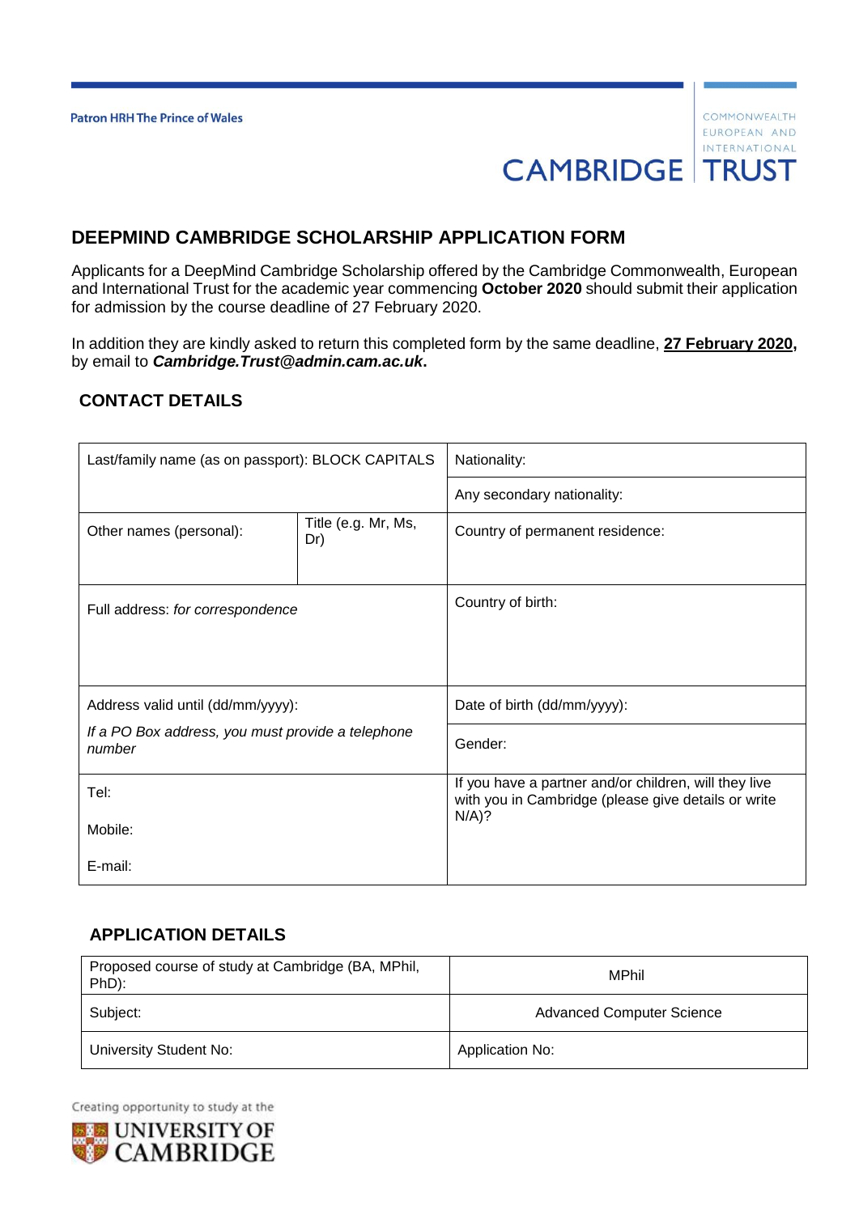Patron HRH The Prince of Wales

COMMONWEALTH EUROPEAN AND INTERNATIONAL

CAMBRIDGE TRUST

## DEEPMIND CAMBRIDGE SCHOLARSHIP APPLICATION FORM

Applicants for a DeepMind Cambridge Scholarship offered by the Cambridge Commonwealth, European and International Trust for the academic year commencing **October 2020** should submit their application for admission by the course deadline of 27 February 2020.

In addition they are kindly asked to return this completed form by the same deadline, **27 February 2020,** by email to ***Cambridge.Trust@admin.cam.ac.uk*.**

### CONTACT DETAILS

| Last/family name (as on passport): BLOCK CAPITALS | | Nationality: |
|---|---|---|
| | | Any secondary nationality: |
| Other names (personal): | Title (e.g. Mr, Ms, Dr) | Country of permanent residence: |
| Full address: *for correspondence* | | Country of birth: |
| Address valid until (dd/mm/yyyy): | | Date of birth (dd/mm/yyyy): |
| *If a PO Box address, you must provide a telephone number* | | Gender: |
| Tel:<br>Mobile:<br>E-mail: | | If you have a partner and/or children, will they live with you in Cambridge (please give details or write N/A)? |

### APPLICATION DETAILS

| Proposed course of study at Cambridge (BA, MPhil, PhD): | MPhil |
|---|---|
| Subject: | Advanced Computer Science |
| University Student No: | Application No: |

Creating opportunity to study at the UNIVERSITY OF CAMBRIDGE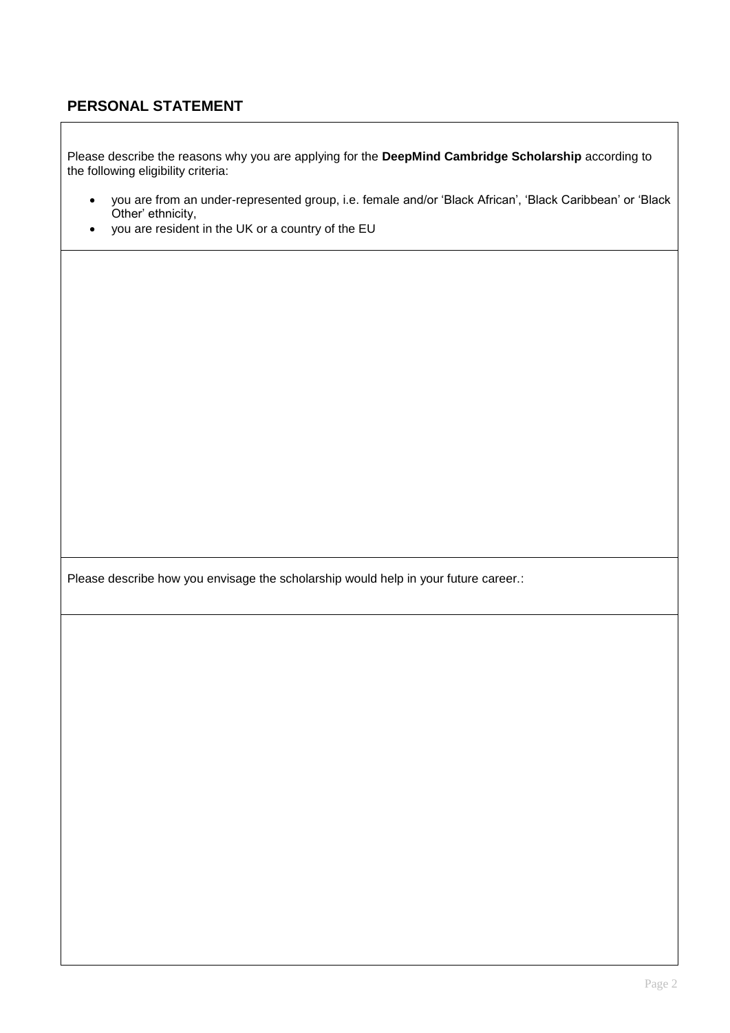## PERSONAL STATEMENT

Please describe the reasons why you are applying for the **DeepMind Cambridge Scholarship** according to the following eligibility criteria:

- you are from an under-represented group, i.e. female and/or 'Black African', 'Black Caribbean' or 'Black Other' ethnicity,
- you are resident in the UK or a country of the EU

Please describe how you envisage the scholarship would help in your future career.: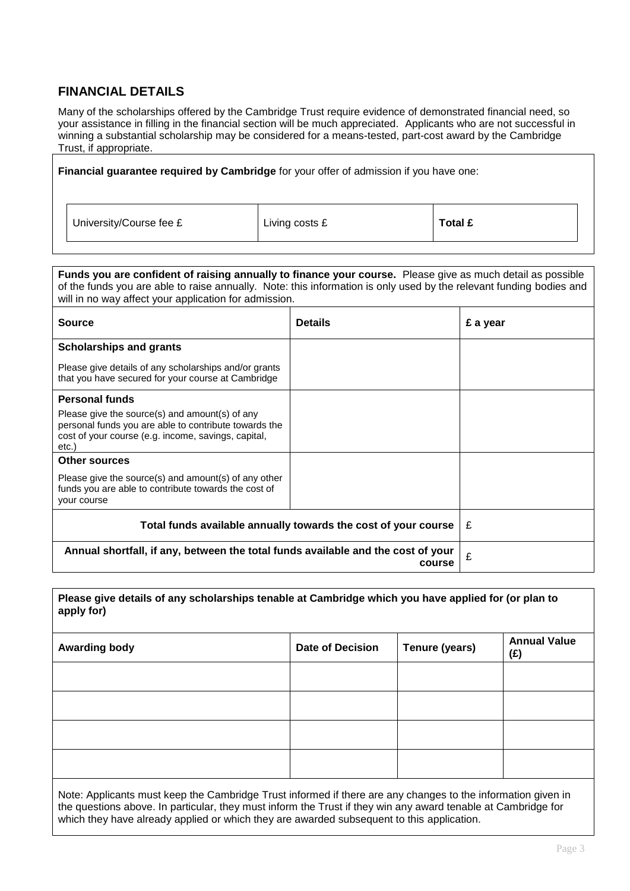## FINANCIAL DETAILS

Many of the scholarships offered by the Cambridge Trust require evidence of demonstrated financial need, so your assistance in filling in the financial section will be much appreciated. Applicants who are not successful in winning a substantial scholarship may be considered for a means-tested, part-cost award by the Cambridge Trust, if appropriate.

**Financial guarantee required by Cambridge** for your offer of admission if you have one:

| University/Course fee £ | Living costs £ | **Total £** |
|---|---|---|

**Funds you are confident of raising annually to finance your course.** Please give as much detail as possible of the funds you are able to raise annually. Note: this information is only used by the relevant funding bodies and will in no way affect your application for admission.

| **Source** | **Details** | **£ a year** |
|---|---|---|
| **Scholarships and grants**<br>Please give details of any scholarships and/or grants that you have secured for your course at Cambridge | | |
| **Personal funds**<br>Please give the source(s) and amount(s) of any personal funds you are able to contribute towards the cost of your course (e.g. income, savings, capital, etc.) | | |
| **Other sources**<br>Please give the source(s) and amount(s) of any other funds you are able to contribute towards the cost of your course | | |
| **Total funds available annually towards the cost of your course** | | £ |
| **Annual shortfall, if any, between the total funds available and the cost of your course** | | £ |

**Please give details of any scholarships tenable at Cambridge which you have applied for (or plan to apply for)**

| **Awarding body** | **Date of Decision** | **Tenure (years)** | **Annual Value (£)** |
|---|---|---|---|
| | | | |
| | | | |
| | | | |
| | | | |

Note: Applicants must keep the Cambridge Trust informed if there are any changes to the information given in the questions above. In particular, they must inform the Trust if they win any award tenable at Cambridge for which they have already applied or which they are awarded subsequent to this application.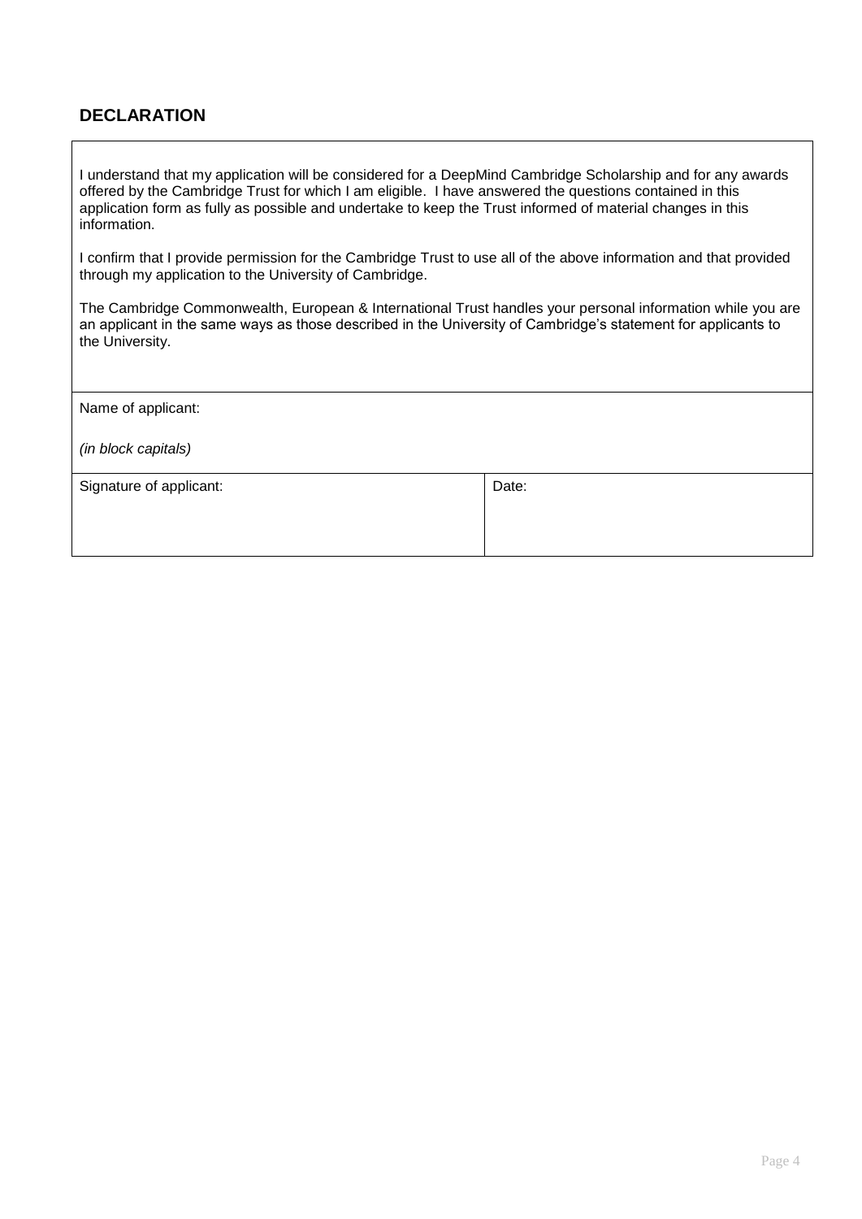## DECLARATION

I understand that my application will be considered for a DeepMind Cambridge Scholarship and for any awards offered by the Cambridge Trust for which I am eligible. I have answered the questions contained in this application form as fully as possible and undertake to keep the Trust informed of material changes in this information.

I confirm that I provide permission for the Cambridge Trust to use all of the above information and that provided through my application to the University of Cambridge.

The Cambridge Commonwealth, European & International Trust handles your personal information while you are an applicant in the same ways as those described in the University of Cambridge's statement for applicants to the University.

| | |
|---|---|
| Name of applicant:<br><br>*(in block capitals)* | |
| Signature of applicant: | Date: |